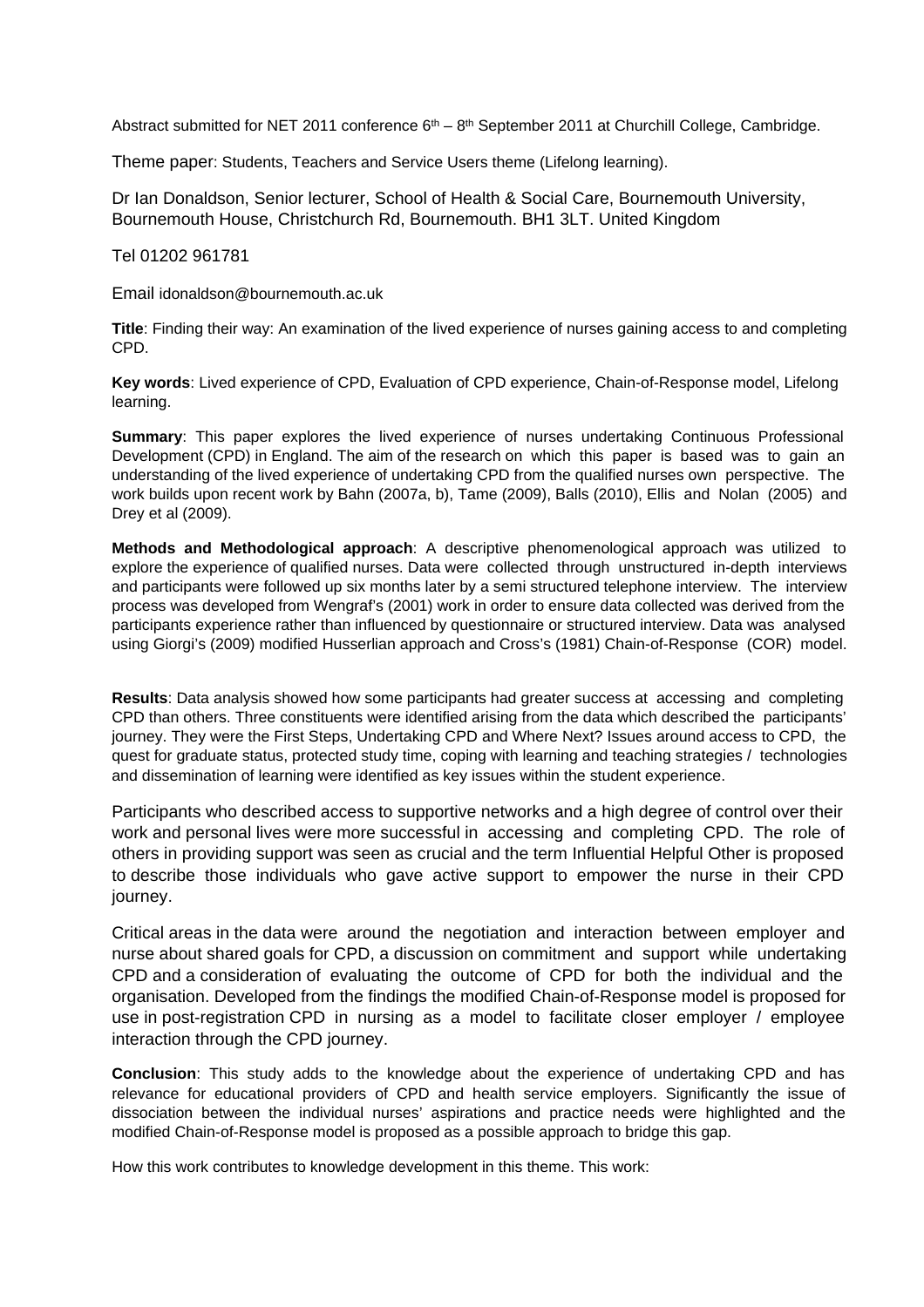Abstract submitted for NET 2011 conference 6th – 8th September 2011 at Churchill College, Cambridge.

Theme paper: Students, Teachers and Service Users theme (Lifelong learning).

Dr Ian Donaldson, Senior lecturer, School of Health & Social Care, Bournemouth University, Bournemouth House, Christchurch Rd, Bournemouth. BH1 3LT. United Kingdom

Tel 01202 961781

Email idonaldson@bournemouth.ac.uk

**Title**: Finding their way: An examination of the lived experience of nurses gaining access to and completing CPD.

**Key words**: Lived experience of CPD, Evaluation of CPD experience, Chain-of-Response model, Lifelong learning.

**Summary**: This paper explores the lived experience of nurses undertaking Continuous Professional Development (CPD) in England. The aim of the research on which this paper is based was to gain an understanding of the lived experience of undertaking CPD from the qualified nurses own perspective. The work builds upon recent work by Bahn (2007a, b), Tame (2009), Balls (2010), Ellis and Nolan (2005) and Drey et al (2009).

**Methods and Methodological approach**: A descriptive phenomenological approach was utilized to explore the experience of qualified nurses. Data were collected through unstructured in-depth interviews and participants were followed up six months later by a semi structured telephone interview. The interview process was developed from Wengraf's (2001) work in order to ensure data collected was derived from the participants experience rather than influenced by questionnaire or structured interview. Data was analysed using Giorgi's (2009) modified Husserlian approach and Cross's (1981) Chain-of-Response (COR) model.

**Results**: Data analysis showed how some participants had greater success at accessing and completing CPD than others. Three constituents were identified arising from the data which described the participants' journey. They were the First Steps, Undertaking CPD and Where Next? Issues around access to CPD, the quest for graduate status, protected study time, coping with learning and teaching strategies / technologies and dissemination of learning were identified as key issues within the student experience.

Participants who described access to supportive networks and a high degree of control over their work and personal lives were more successful in accessing and completing CPD. The role of others in providing support was seen as crucial and the term Influential Helpful Other is proposed to describe those individuals who gave active support to empower the nurse in their CPD journey.

Critical areas in the data were around the negotiation and interaction between employer and nurse about shared goals for CPD, a discussion on commitment and support while undertaking CPD and a consideration of evaluating the outcome of CPD for both the individual and the organisation. Developed from the findings the modified Chain-of-Response model is proposed for use in post-registration CPD in nursing as a model to facilitate closer employer / employee interaction through the CPD journey.

**Conclusion**: This study adds to the knowledge about the experience of undertaking CPD and has relevance for educational providers of CPD and health service employers. Significantly the issue of dissociation between the individual nurses' aspirations and practice needs were highlighted and the modified Chain-of-Response model is proposed as a possible approach to bridge this gap.

How this work contributes to knowledge development in this theme. This work: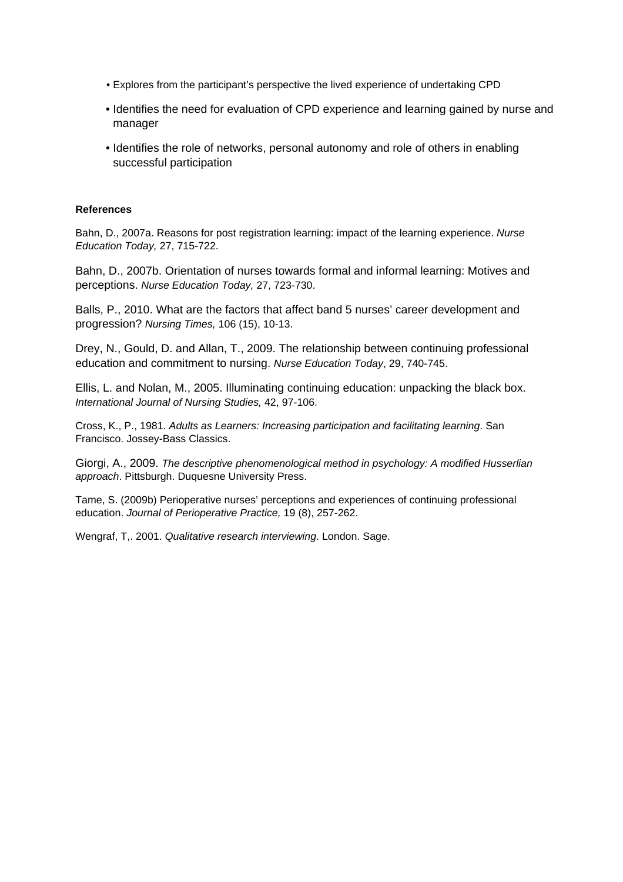- Explores from the participant's perspective the lived experience of undertaking CPD
- Identifies the need for evaluation of CPD experience and learning gained by nurse and manager
- Identifies the role of networks, personal autonomy and role of others in enabling successful participation

**References**

Bahn, D., 2007a. Reasons for post registration learning: impact of the learning experience. *Nurse Education Today,* 27, 715-722.

Bahn, D., 2007b. Orientation of nurses towards formal and informal learning: Motives and perceptions. *Nurse Education Today,* 27, 723-730.

Balls, P., 2010. What are the factors that affect band 5 nurses' career development and progression? *Nursing Times,* 106 (15), 10-13.

Drey, N., Gould, D. and Allan, T., 2009. The relationship between continuing professional education and commitment to nursing. *Nurse Education Today*, 29, 740-745.

Ellis, L. and Nolan, M., 2005. Illuminating continuing education: unpacking the black box. *International Journal of Nursing Studies,* 42, 97-106.

Cross, K., P., 1981. *Adults as Learners: Increasing participation and facilitating learning*. San Francisco. Jossey-Bass Classics.

Giorgi, A., 2009. *The descriptive phenomenological method in psychology: A modified Husserlian approach*. Pittsburgh. Duquesne University Press.

Tame, S. (2009b) Perioperative nurses' perceptions and experiences of continuing professional education. *Journal of Perioperative Practice,* 19 (8), 257-262.

Wengraf, T,. 2001. *Qualitative research interviewing*. London. Sage.